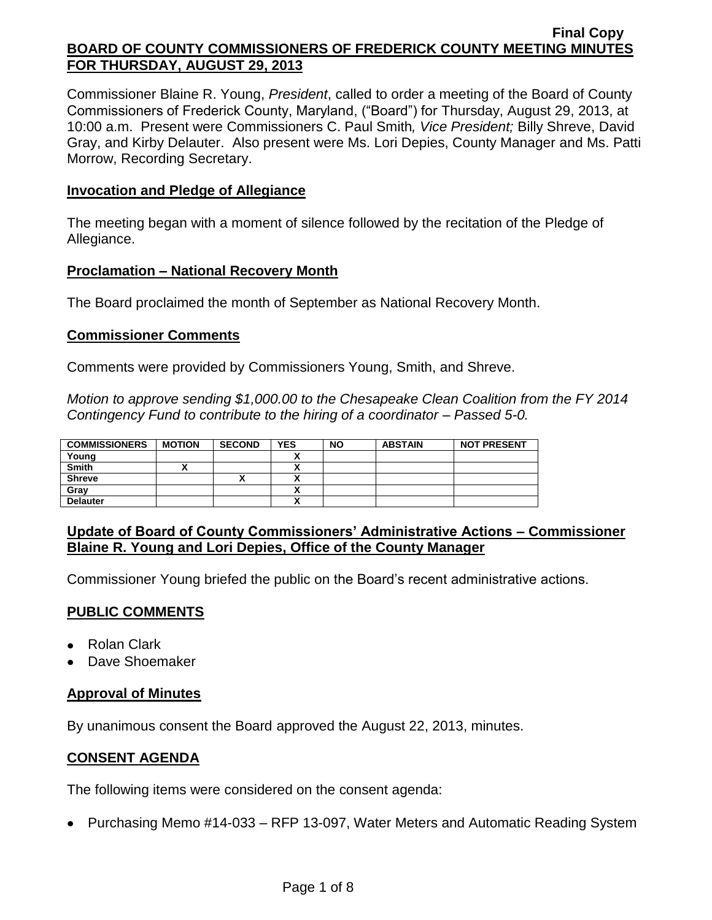**Final Copy**

# BOARD OF COUNTY COMMISSIONERS OF FREDERICK COUNTY MEETING MINUTES FOR THURSDAY, AUGUST 29, 2013

Commissioner Blaine R. Young, *President*, called to order a meeting of the Board of County Commissioners of Frederick County, Maryland, ("Board") for Thursday, August 29, 2013, at 10:00 a.m. Present were Commissioners C. Paul Smith*, Vice President;* Billy Shreve, David Gray, and Kirby Delauter. Also present were Ms. Lori Depies, County Manager and Ms. Patti Morrow, Recording Secretary.

## Invocation and Pledge of Allegiance

The meeting began with a moment of silence followed by the recitation of the Pledge of Allegiance.

## Proclamation – National Recovery Month

The Board proclaimed the month of September as National Recovery Month.

## Commissioner Comments

Comments were provided by Commissioners Young, Smith, and Shreve.

*Motion to approve sending $1,000.00 to the Chesapeake Clean Coalition from the FY 2014 Contingency Fund to contribute to the hiring of a coordinator – Passed 5-0.*

| COMMISSIONERS | MOTION | SECOND | YES | NO | ABSTAIN | NOT PRESENT |
|---|---|---|---|---|---|---|
| Young | | | X | | | |
| Smith | X | | X | | | |
| Shreve | | X | X | | | |
| Gray | | | X | | | |
| Delauter | | | X | | | |

## Update of Board of County Commissioners' Administrative Actions – Commissioner Blaine R. Young and Lori Depies, Office of the County Manager

Commissioner Young briefed the public on the Board's recent administrative actions.

## PUBLIC COMMENTS

- Rolan Clark
- Dave Shoemaker

## Approval of Minutes

By unanimous consent the Board approved the August 22, 2013, minutes.

## CONSENT AGENDA

The following items were considered on the consent agenda:

- Purchasing Memo #14-033 – RFP 13-097, Water Meters and Automatic Reading System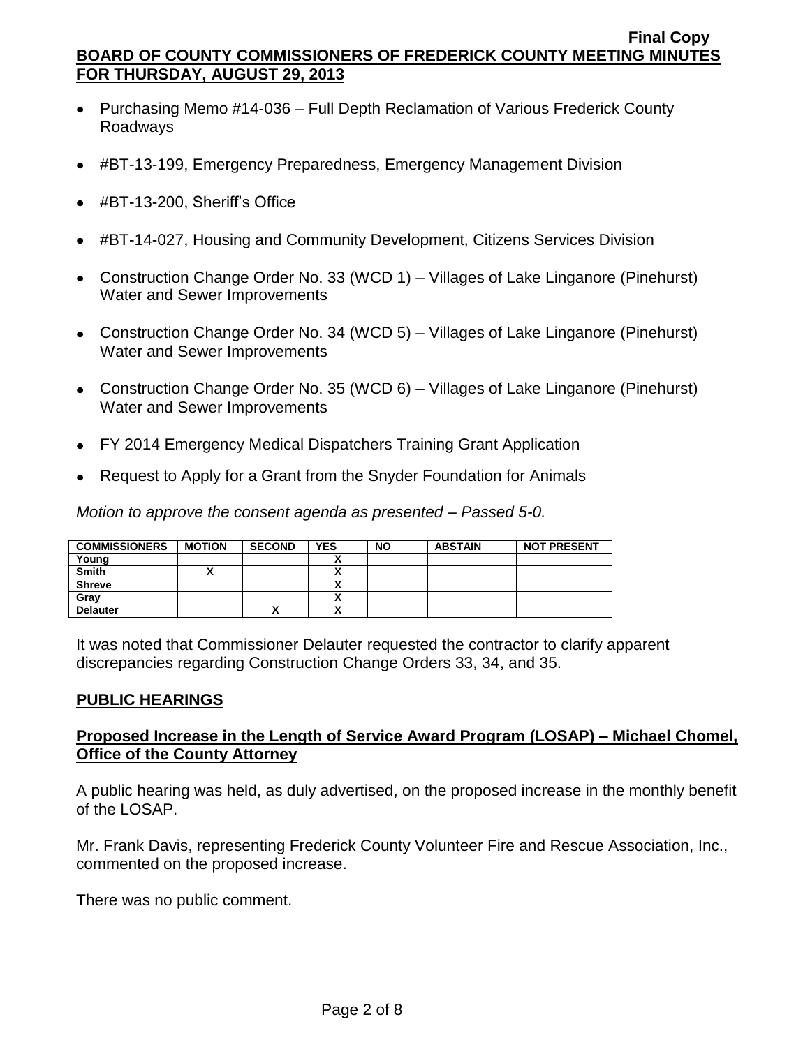- Purchasing Memo #14-036 – Full Depth Reclamation of Various Frederick County Roadways
- #BT-13-199, Emergency Preparedness, Emergency Management Division
- #BT-13-200, Sheriff's Office
- #BT-14-027, Housing and Community Development, Citizens Services Division
- Construction Change Order No. 33 (WCD 1) – Villages of Lake Linganore (Pinehurst) Water and Sewer Improvements
- Construction Change Order No. 34 (WCD 5) – Villages of Lake Linganore (Pinehurst) Water and Sewer Improvements
- Construction Change Order No. 35 (WCD 6) – Villages of Lake Linganore (Pinehurst) Water and Sewer Improvements
- FY 2014 Emergency Medical Dispatchers Training Grant Application
- Request to Apply for a Grant from the Snyder Foundation for Animals

*Motion to approve the consent agenda as presented – Passed 5-0.*

| COMMISSIONERS | MOTION | SECOND | YES | NO | ABSTAIN | NOT PRESENT |
|---|---|---|---|---|---|---|
| Young | | | X | | | |
| Smith | X | | X | | | |
| Shreve | | | X | | | |
| Gray | | | X | | | |
| Delauter | | X | X | | | |

It was noted that Commissioner Delauter requested the contractor to clarify apparent discrepancies regarding Construction Change Orders 33, 34, and 35.

## PUBLIC HEARINGS

### Proposed Increase in the Length of Service Award Program (LOSAP) – Michael Chomel, Office of the County Attorney

A public hearing was held, as duly advertised, on the proposed increase in the monthly benefit of the LOSAP.

Mr. Frank Davis, representing Frederick County Volunteer Fire and Rescue Association, Inc., commented on the proposed increase.

There was no public comment.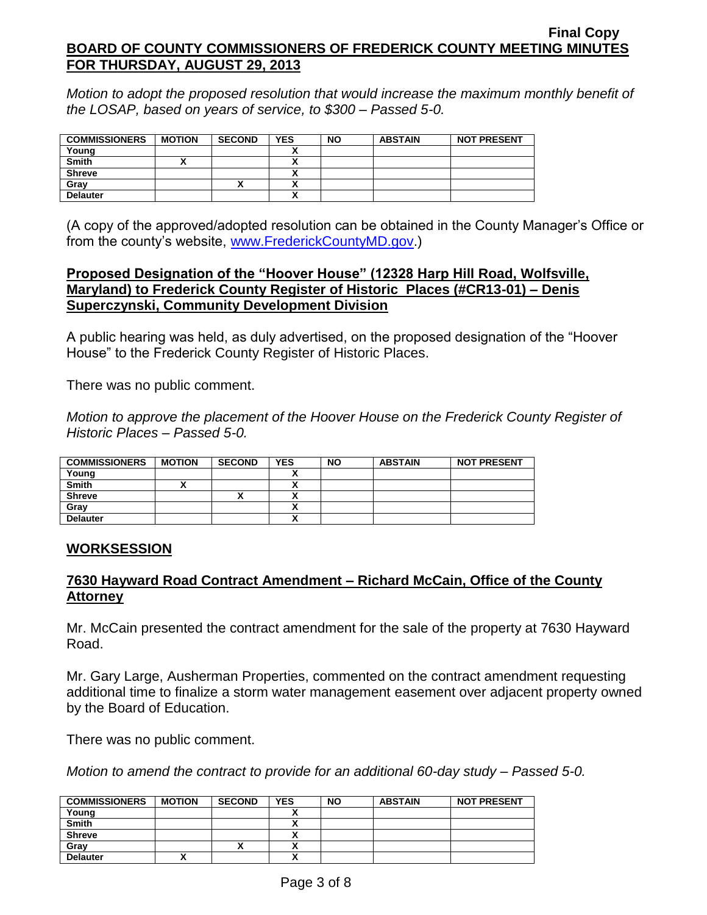*Motion to adopt the proposed resolution that would increase the maximum monthly benefit of the LOSAP, based on years of service, to $300 – Passed 5-0.*

| COMMISSIONERS | MOTION | SECOND | YES | NO | ABSTAIN | NOT PRESENT |
|---|---|---|---|---|---|---|
| Young | | | X | | | |
| Smith | X | | X | | | |
| Shreve | | | X | | | |
| Gray | | X | X | | | |
| Delauter | | | X | | | |

(A copy of the approved/adopted resolution can be obtained in the County Manager's Office or from the county's website, www.FrederickCountyMD.gov.)

**Proposed Designation of the "Hoover House" (12328 Harp Hill Road, Wolfsville, Maryland) to Frederick County Register of Historic Places (#CR13-01) – Denis Superczynski, Community Development Division**

A public hearing was held, as duly advertised, on the proposed designation of the "Hoover House" to the Frederick County Register of Historic Places.

There was no public comment.

*Motion to approve the placement of the Hoover House on the Frederick County Register of Historic Places – Passed 5-0.*

| COMMISSIONERS | MOTION | SECOND | YES | NO | ABSTAIN | NOT PRESENT |
|---|---|---|---|---|---|---|
| Young | | | X | | | |
| Smith | X | | X | | | |
| Shreve | | X | X | | | |
| Gray | | | X | | | |
| Delauter | | | X | | | |

## WORKSESSION

**7630 Hayward Road Contract Amendment – Richard McCain, Office of the County Attorney**

Mr. McCain presented the contract amendment for the sale of the property at 7630 Hayward Road.

Mr. Gary Large, Ausherman Properties, commented on the contract amendment requesting additional time to finalize a storm water management easement over adjacent property owned by the Board of Education.

There was no public comment.

*Motion to amend the contract to provide for an additional 60-day study – Passed 5-0.*

| COMMISSIONERS | MOTION | SECOND | YES | NO | ABSTAIN | NOT PRESENT |
|---|---|---|---|---|---|---|
| Young | | | X | | | |
| Smith | | | X | | | |
| Shreve | | | X | | | |
| Gray | | X | X | | | |
| Delauter | X | | X | | | |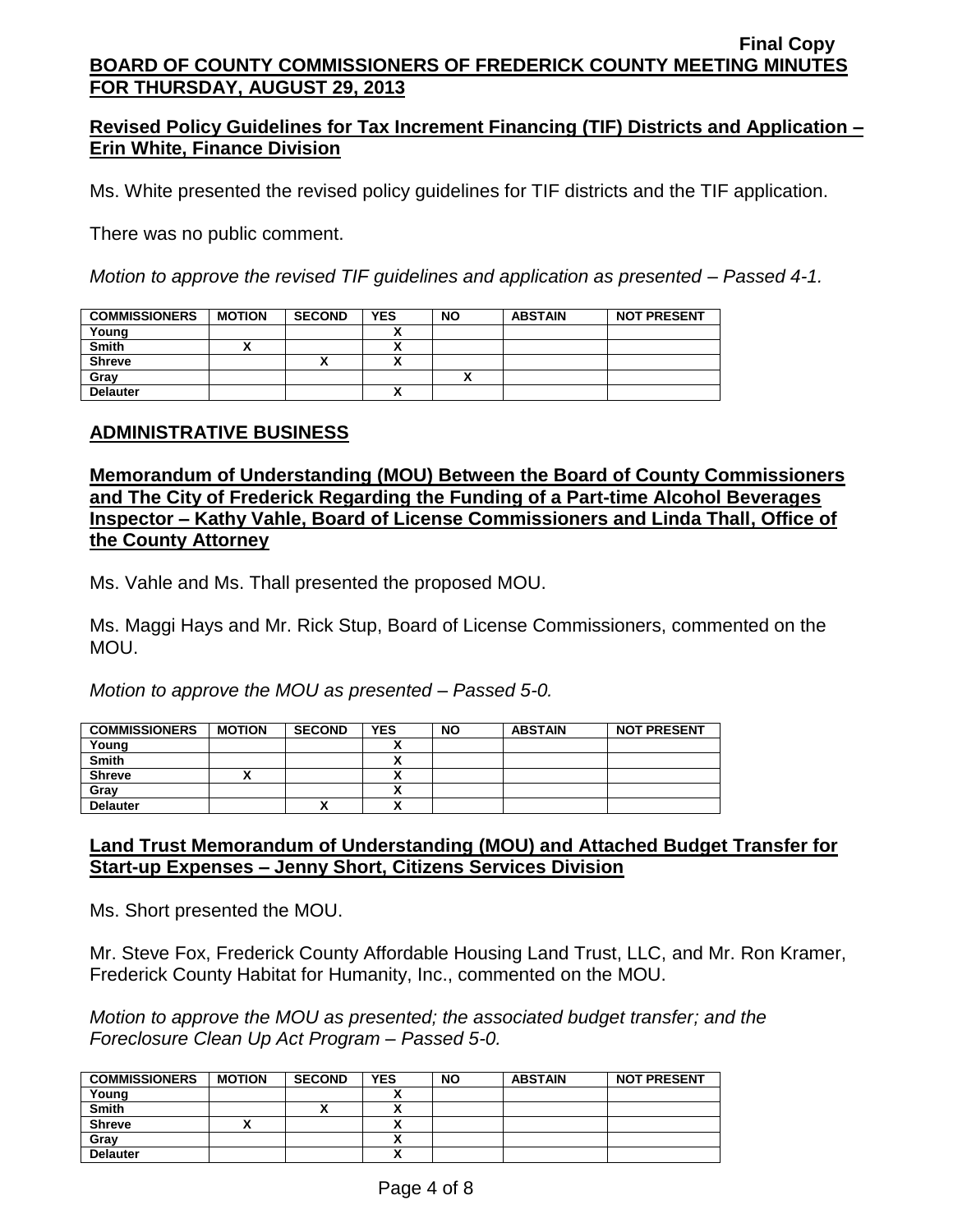## Revised Policy Guidelines for Tax Increment Financing (TIF) Districts and Application – Erin White, Finance Division

Ms. White presented the revised policy guidelines for TIF districts and the TIF application.

There was no public comment.

*Motion to approve the revised TIF guidelines and application as presented – Passed 4-1.*

| COMMISSIONERS | MOTION | SECOND | YES | NO | ABSTAIN | NOT PRESENT |
|---|---|---|---|---|---|---|
| Young | | | X | | | |
| Smith | X | | X | | | |
| Shreve | | X | X | | | |
| Gray | | | | X | | |
| Delauter | | | X | | | |

## ADMINISTRATIVE BUSINESS

## Memorandum of Understanding (MOU) Between the Board of County Commissioners and The City of Frederick Regarding the Funding of a Part-time Alcohol Beverages Inspector – Kathy Vahle, Board of License Commissioners and Linda Thall, Office of the County Attorney

Ms. Vahle and Ms. Thall presented the proposed MOU.

Ms. Maggi Hays and Mr. Rick Stup, Board of License Commissioners, commented on the MOU.

*Motion to approve the MOU as presented – Passed 5-0.*

| COMMISSIONERS | MOTION | SECOND | YES | NO | ABSTAIN | NOT PRESENT |
|---|---|---|---|---|---|---|
| Young | | | X | | | |
| Smith | | | X | | | |
| Shreve | X | | X | | | |
| Gray | | | X | | | |
| Delauter | | X | X | | | |

## Land Trust Memorandum of Understanding (MOU) and Attached Budget Transfer for Start-up Expenses – Jenny Short, Citizens Services Division

Ms. Short presented the MOU.

Mr. Steve Fox, Frederick County Affordable Housing Land Trust, LLC, and Mr. Ron Kramer, Frederick County Habitat for Humanity, Inc., commented on the MOU.

*Motion to approve the MOU as presented; the associated budget transfer; and the Foreclosure Clean Up Act Program – Passed 5-0.*

| COMMISSIONERS | MOTION | SECOND | YES | NO | ABSTAIN | NOT PRESENT |
|---|---|---|---|---|---|---|
| Young | | | X | | | |
| Smith | | X | X | | | |
| Shreve | X | | X | | | |
| Gray | | | X | | | |
| Delauter | | | X | | | |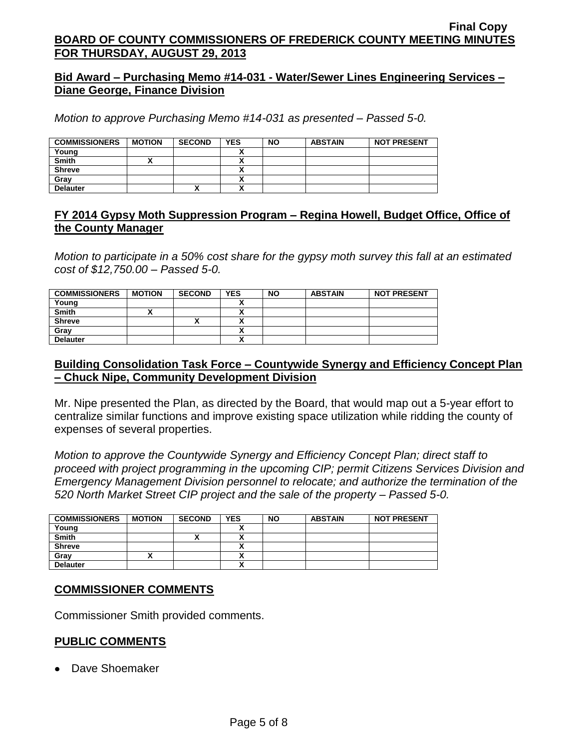## Bid Award – Purchasing Memo #14-031 - Water/Sewer Lines Engineering Services – Diane George, Finance Division

*Motion to approve Purchasing Memo #14-031 as presented – Passed 5-0.*

| COMMISSIONERS | MOTION | SECOND | YES | NO | ABSTAIN | NOT PRESENT |
|---|---|---|---|---|---|---|
| Young | | | X | | | |
| Smith | X | | X | | | |
| Shreve | | | X | | | |
| Gray | | | X | | | |
| Delauter | | X | X | | | |

## FY 2014 Gypsy Moth Suppression Program – Regina Howell, Budget Office, Office of the County Manager

*Motion to participate in a 50% cost share for the gypsy moth survey this fall at an estimated cost of $12,750.00 – Passed 5-0.*

| COMMISSIONERS | MOTION | SECOND | YES | NO | ABSTAIN | NOT PRESENT |
|---|---|---|---|---|---|---|
| Young | | | X | | | |
| Smith | X | | X | | | |
| Shreve | | X | X | | | |
| Gray | | | X | | | |
| Delauter | | | X | | | |

## Building Consolidation Task Force – Countywide Synergy and Efficiency Concept Plan – Chuck Nipe, Community Development Division

Mr. Nipe presented the Plan, as directed by the Board, that would map out a 5-year effort to centralize similar functions and improve existing space utilization while ridding the county of expenses of several properties.

*Motion to approve the Countywide Synergy and Efficiency Concept Plan; direct staff to proceed with project programming in the upcoming CIP; permit Citizens Services Division and Emergency Management Division personnel to relocate; and authorize the termination of the 520 North Market Street CIP project and the sale of the property – Passed 5-0.*

| COMMISSIONERS | MOTION | SECOND | YES | NO | ABSTAIN | NOT PRESENT |
|---|---|---|---|---|---|---|
| Young | | | X | | | |
| Smith | | X | X | | | |
| Shreve | | | X | | | |
| Gray | X | | X | | | |
| Delauter | | | X | | | |

## COMMISSIONER COMMENTS

Commissioner Smith provided comments.

## PUBLIC COMMENTS

- Dave Shoemaker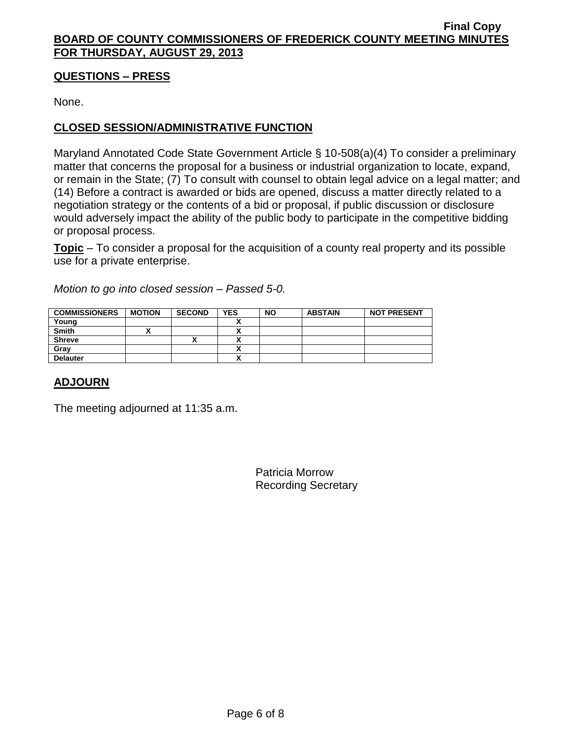## QUESTIONS – PRESS

None.

## CLOSED SESSION/ADMINISTRATIVE FUNCTION

Maryland Annotated Code State Government Article § 10-508(a)(4) To consider a preliminary matter that concerns the proposal for a business or industrial organization to locate, expand, or remain in the State; (7) To consult with counsel to obtain legal advice on a legal matter; and (14) Before a contract is awarded or bids are opened, discuss a matter directly related to a negotiation strategy or the contents of a bid or proposal, if public discussion or disclosure would adversely impact the ability of the public body to participate in the competitive bidding or proposal process.

**Topic** – To consider a proposal for the acquisition of a county real property and its possible use for a private enterprise.

*Motion to go into closed session – Passed 5-0.*

| COMMISSIONERS | MOTION | SECOND | YES | NO | ABSTAIN | NOT PRESENT |
|---|---|---|---|---|---|---|
| Young | | | X | | | |
| Smith | X | | X | | | |
| Shreve | | X | X | | | |
| Gray | | | X | | | |
| Delauter | | | X | | | |

## ADJOURN

The meeting adjourned at 11:35 a.m.

Patricia Morrow
Recording Secretary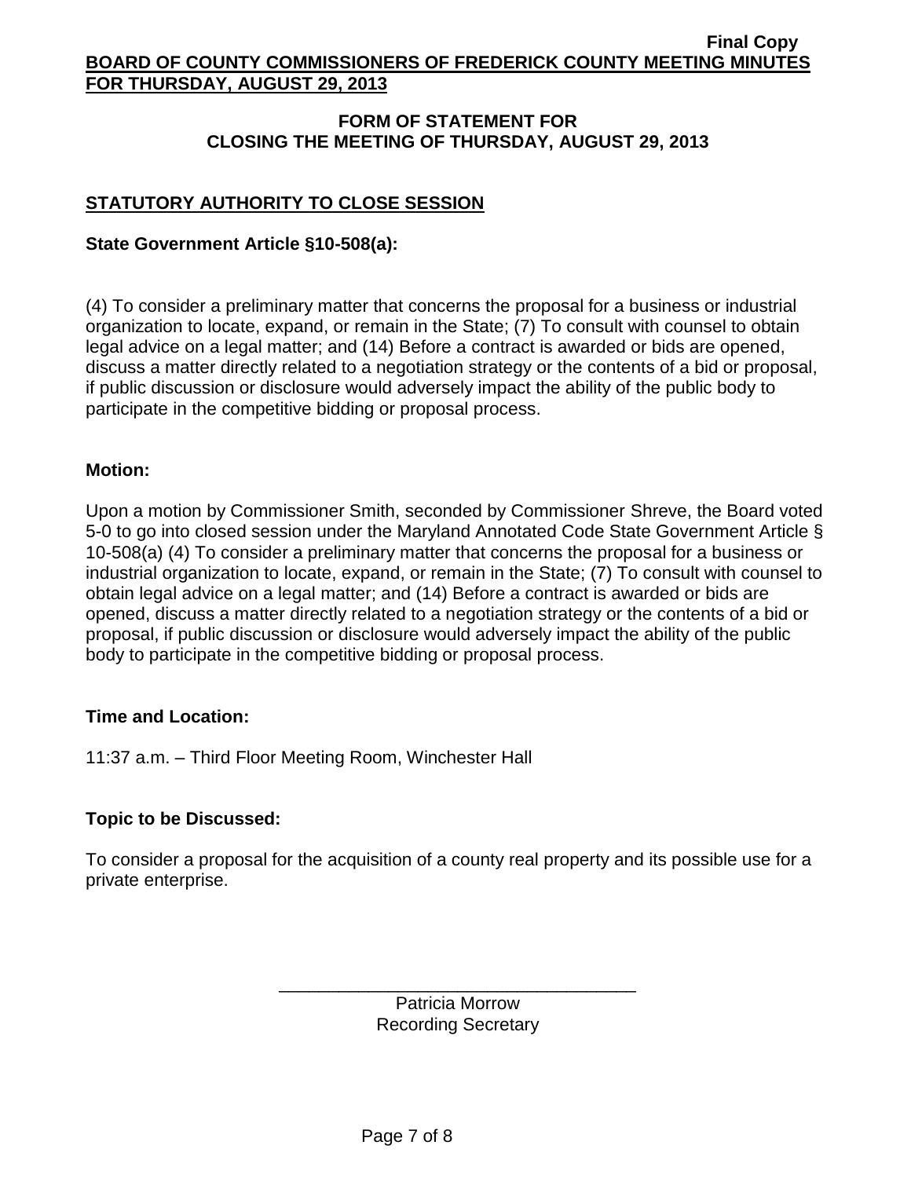## FORM OF STATEMENT FOR CLOSING THE MEETING OF THURSDAY, AUGUST 29, 2013

### STATUTORY AUTHORITY TO CLOSE SESSION

**State Government Article §10-508(a):**

(4) To consider a preliminary matter that concerns the proposal for a business or industrial organization to locate, expand, or remain in the State; (7) To consult with counsel to obtain legal advice on a legal matter; and (14) Before a contract is awarded or bids are opened, discuss a matter directly related to a negotiation strategy or the contents of a bid or proposal, if public discussion or disclosure would adversely impact the ability of the public body to participate in the competitive bidding or proposal process.

**Motion:**

Upon a motion by Commissioner Smith, seconded by Commissioner Shreve, the Board voted 5-0 to go into closed session under the Maryland Annotated Code State Government Article § 10-508(a) (4) To consider a preliminary matter that concerns the proposal for a business or industrial organization to locate, expand, or remain in the State; (7) To consult with counsel to obtain legal advice on a legal matter; and (14) Before a contract is awarded or bids are opened, discuss a matter directly related to a negotiation strategy or the contents of a bid or proposal, if public discussion or disclosure would adversely impact the ability of the public body to participate in the competitive bidding or proposal process.

**Time and Location:**

11:37 a.m. – Third Floor Meeting Room, Winchester Hall

**Topic to be Discussed:**

To consider a proposal for the acquisition of a county real property and its possible use for a private enterprise.

\_\_\_\_\_\_\_\_\_\_\_\_\_\_\_\_\_\_\_\_\_\_\_\_\_\_\_\_\_\_\_\_\_\_\_\_

Patricia Morrow
Recording Secretary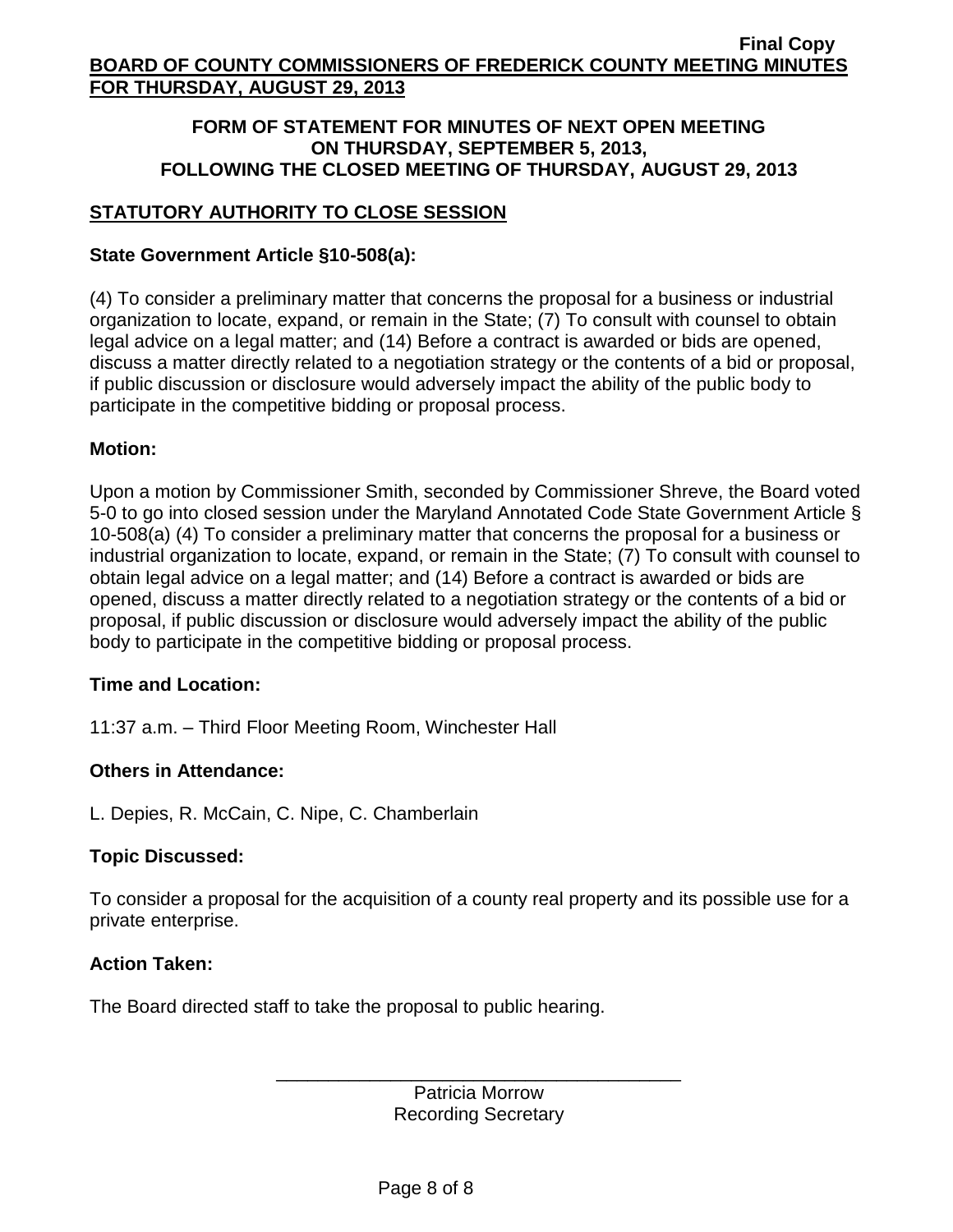#### FORM OF STATEMENT FOR MINUTES OF NEXT OPEN MEETING ON THURSDAY, SEPTEMBER 5, 2013, FOLLOWING THE CLOSED MEETING OF THURSDAY, AUGUST 29, 2013

## STATUTORY AUTHORITY TO CLOSE SESSION

**State Government Article §10-508(a):**

(4) To consider a preliminary matter that concerns the proposal for a business or industrial organization to locate, expand, or remain in the State; (7) To consult with counsel to obtain legal advice on a legal matter; and (14) Before a contract is awarded or bids are opened, discuss a matter directly related to a negotiation strategy or the contents of a bid or proposal, if public discussion or disclosure would adversely impact the ability of the public body to participate in the competitive bidding or proposal process.

**Motion:**

Upon a motion by Commissioner Smith, seconded by Commissioner Shreve, the Board voted 5-0 to go into closed session under the Maryland Annotated Code State Government Article § 10-508(a) (4) To consider a preliminary matter that concerns the proposal for a business or industrial organization to locate, expand, or remain in the State; (7) To consult with counsel to obtain legal advice on a legal matter; and (14) Before a contract is awarded or bids are opened, discuss a matter directly related to a negotiation strategy or the contents of a bid or proposal, if public discussion or disclosure would adversely impact the ability of the public body to participate in the competitive bidding or proposal process.

**Time and Location:**

11:37 a.m. – Third Floor Meeting Room, Winchester Hall

**Others in Attendance:**

L. Depies, R. McCain, C. Nipe, C. Chamberlain

**Topic Discussed:**

To consider a proposal for the acquisition of a county real property and its possible use for a private enterprise.

**Action Taken:**

The Board directed staff to take the proposal to public hearing.

\_\_\_\_\_\_\_\_\_\_\_\_\_\_\_\_\_\_\_\_\_\_\_\_\_\_\_\_\_\_\_\_\_\_\_\_\_\_\_\_

Patricia Morrow
Recording Secretary